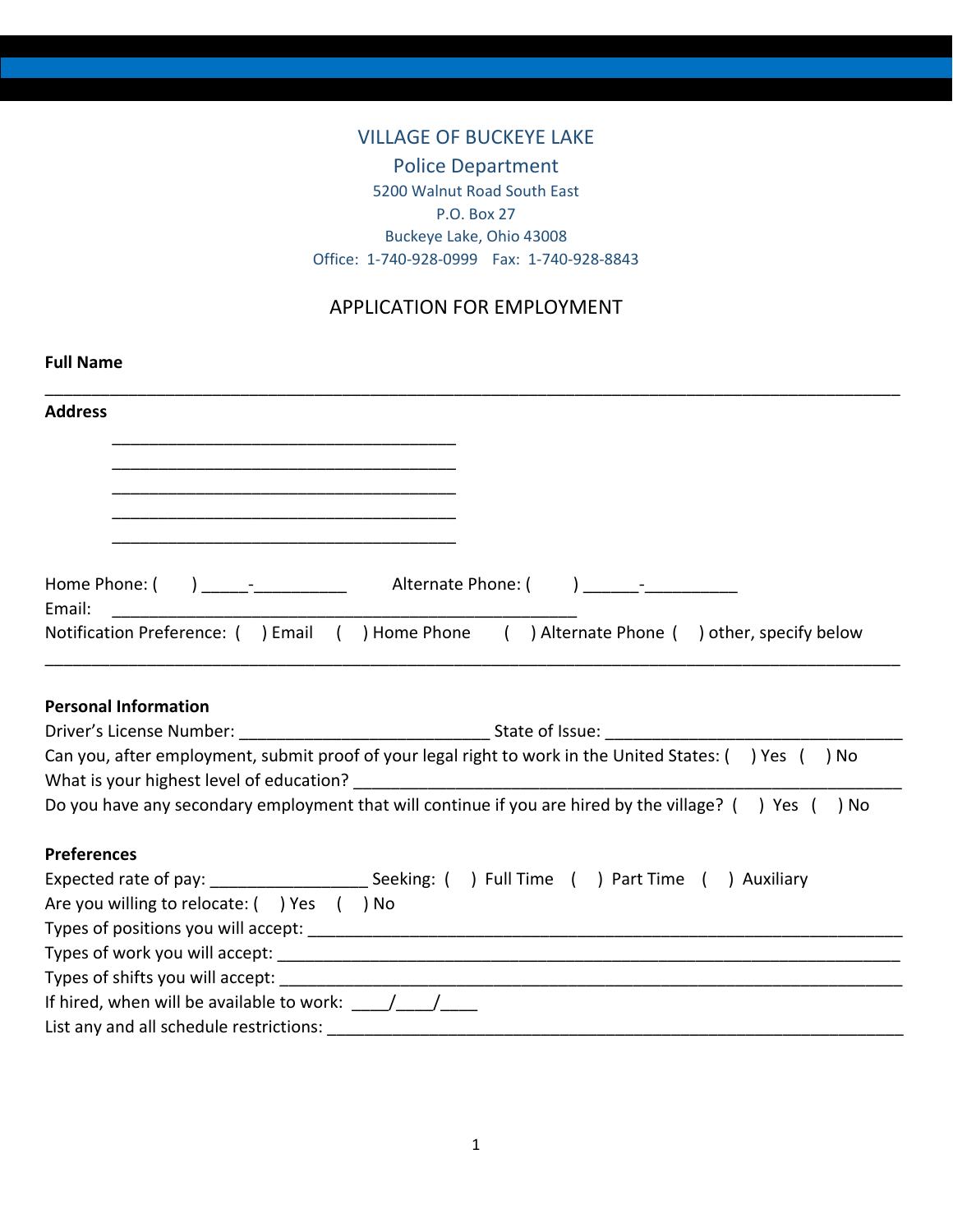VILLAGE OF BUCKEYE LAKE

Police Department

5200 Walnut Road South East

P.O. Box 27

Buckeye Lake, Ohio 43008

Office: 1-740-928-0999 Fax: 1-740-928-8843

# APPLICATION FOR EMPLOYMENT

**Full Name**

_____________________________________________________________________________________

**Address**

_______________________________________

_______________________________________

_______________________________________

_______________________________________

_______________________________________

Home Phone: (     ) _____-__________     Alternate Phone: (     ) ______-__________

Email: ____________________________________________________

Notification Preference: (   ) Email   (   ) Home Phone   (   ) Alternate Phone (   ) other, specify below

_____________________________________________________________________________________

**Personal Information**

Driver's License Number: ___________________________ State of Issue: _______________________________

Can you, after employment, submit proof of your legal right to work in the United States: (   ) Yes (   ) No

What is your highest level of education? __________________________________________________________

Do you have any secondary employment that will continue if you are hired by the village? (   ) Yes (   ) No

**Preferences**

Expected rate of pay: _________________ Seeking: (   ) Full Time (   ) Part Time (   ) Auxiliary

Are you willing to relocate: (   ) Yes (   ) No

Types of positions you will accept: _______________________________________________________________

Types of work you will accept: ___________________________________________________________________

Types of shifts you will accept: ___________________________________________________________________

If hired, when will be available to work: ____/____/____

List any and all schedule restrictions: _____________________________________________________________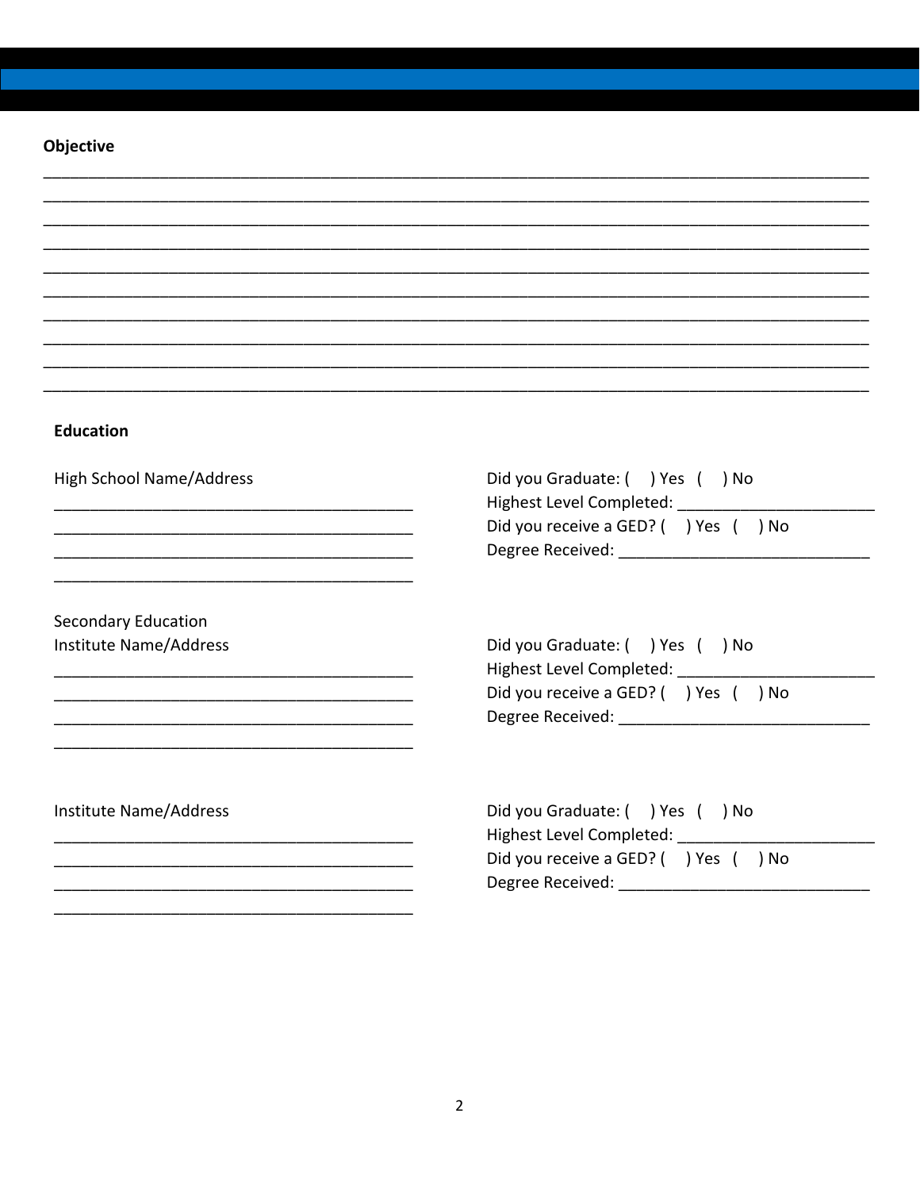## Objective

________________________________________________________________________________________________
________________________________________________________________________________________________
________________________________________________________________________________________________
________________________________________________________________________________________________
________________________________________________________________________________________________
________________________________________________________________________________________________
________________________________________________________________________________________________
________________________________________________________________________________________________
________________________________________________________________________________________________
________________________________________________________________________________________________

## Education

High School Name/Address

__________________________________________
__________________________________________
__________________________________________
__________________________________________

Did you Graduate: (  ) Yes (  ) No
Highest Level Completed: ______________________
Did you receive a GED? (  ) Yes (  ) No
Degree Received: ____________________________

Secondary Education
Institute Name/Address

__________________________________________
__________________________________________
__________________________________________
__________________________________________

Did you Graduate: (  ) Yes (  ) No
Highest Level Completed: ______________________
Did you receive a GED? (  ) Yes (  ) No
Degree Received: ____________________________

Institute Name/Address

__________________________________________
__________________________________________
__________________________________________
__________________________________________

Did you Graduate: (  ) Yes (  ) No
Highest Level Completed: ______________________
Did you receive a GED? (  ) Yes (  ) No
Degree Received: ____________________________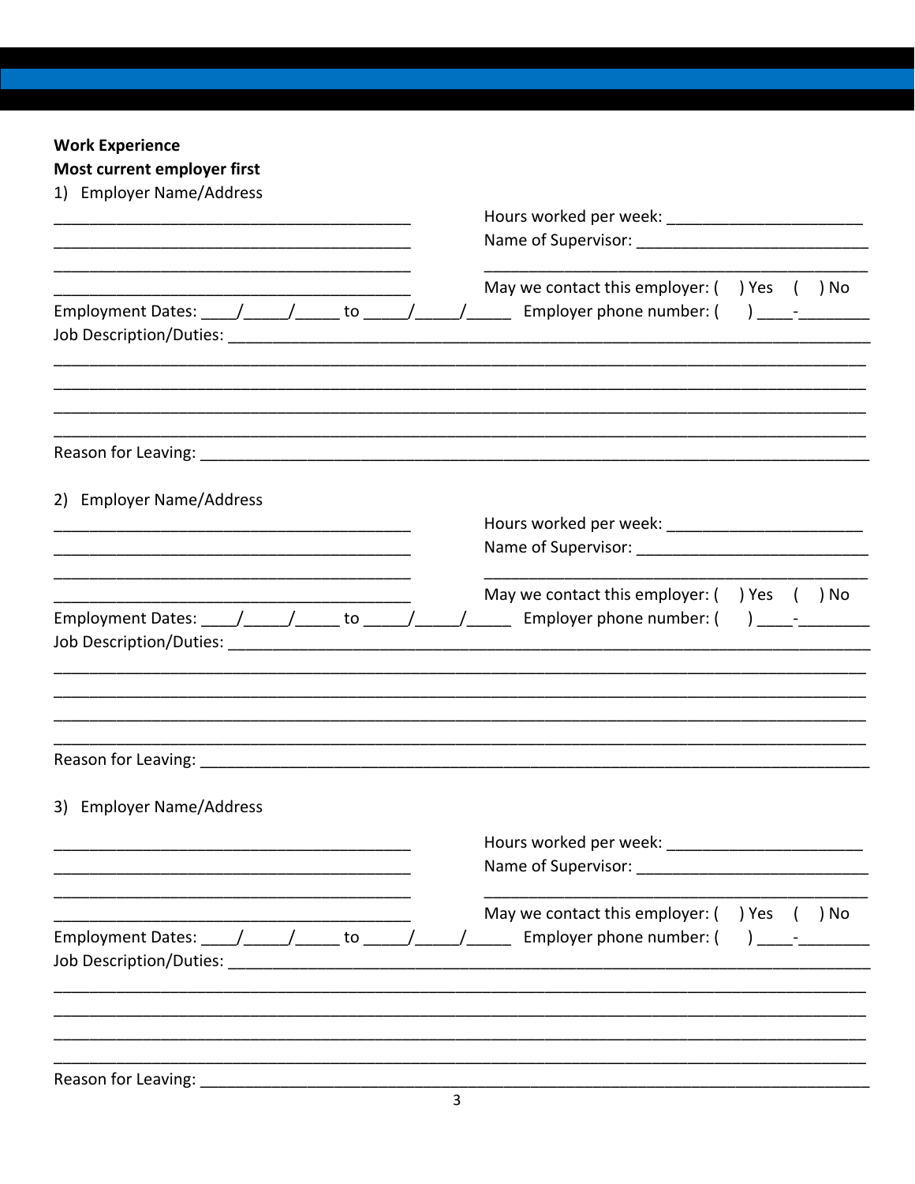**Work Experience**

**Most current employer first**

1) Employer Name/Address

_________________________________________ Hours worked per week: ______________________

_________________________________________ Name of Supervisor: __________________________

_________________________________________ __________________________________________

_________________________________________ May we contact this employer: (  ) Yes  (  ) No

Employment Dates: ____/_____/_____ to _____/_____/_____ Employer phone number: (   ) ____-________

Job Description/Duties: _____________________________________________________________________

___________________________________________________________________________________________

___________________________________________________________________________________________

___________________________________________________________________________________________

___________________________________________________________________________________________

Reason for Leaving: _________________________________________________________________________

2) Employer Name/Address

_________________________________________ Hours worked per week: ______________________

_________________________________________ Name of Supervisor: __________________________

_________________________________________ __________________________________________

_________________________________________ May we contact this employer: (  ) Yes  (  ) No

Employment Dates: ____/_____/_____ to _____/_____/_____ Employer phone number: (   ) ____-________

Job Description/Duties: _____________________________________________________________________

___________________________________________________________________________________________

___________________________________________________________________________________________

___________________________________________________________________________________________

___________________________________________________________________________________________

Reason for Leaving: _________________________________________________________________________

3) Employer Name/Address

_________________________________________ Hours worked per week: ______________________

_________________________________________ Name of Supervisor: __________________________

_________________________________________ __________________________________________

_________________________________________ May we contact this employer: (  ) Yes  (  ) No

Employment Dates: ____/_____/_____ to _____/_____/_____ Employer phone number: (   ) ____-________

Job Description/Duties: _____________________________________________________________________

___________________________________________________________________________________________

___________________________________________________________________________________________

___________________________________________________________________________________________

___________________________________________________________________________________________

Reason for Leaving: _________________________________________________________________________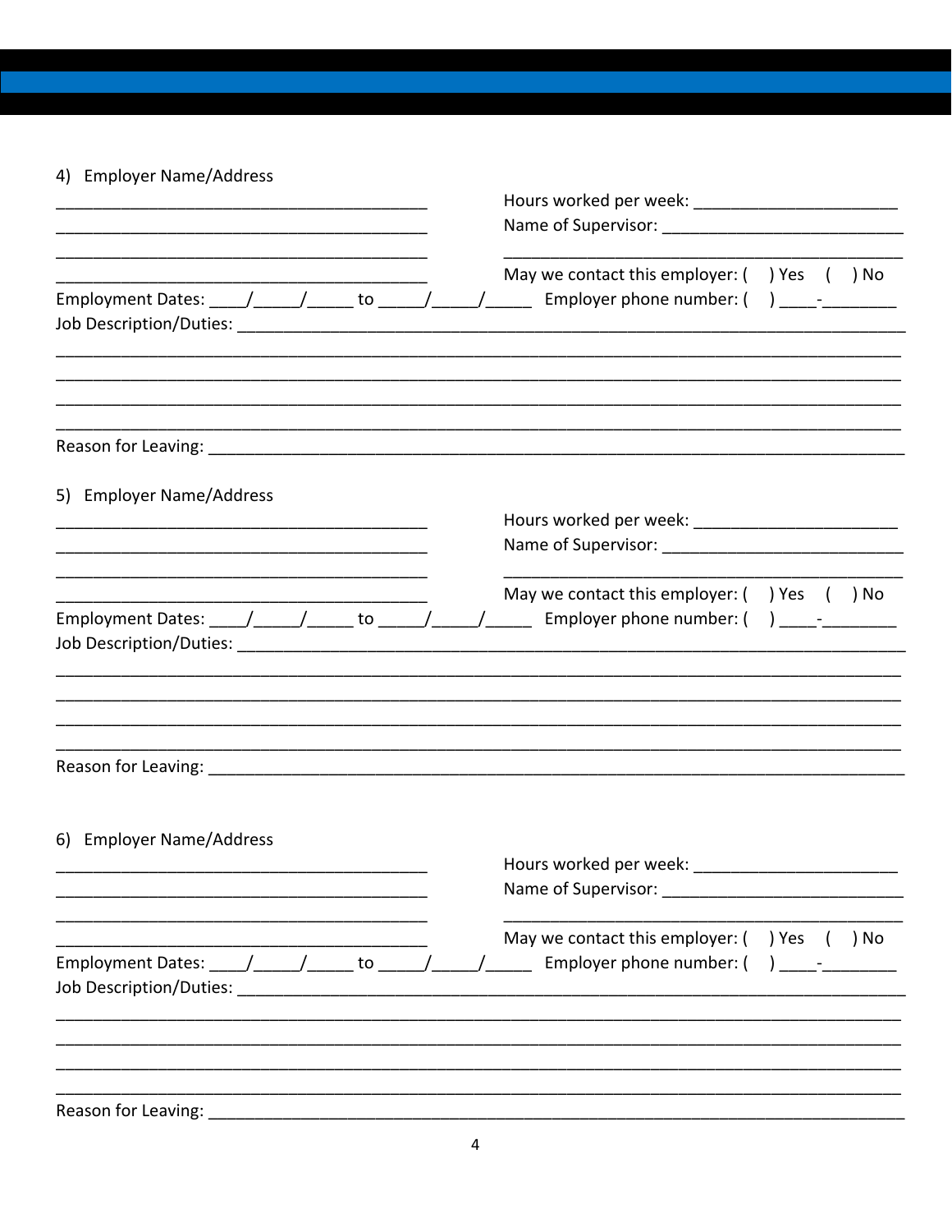4) Employer Name/Address

_________________________________________ Hours worked per week: ______________________

_________________________________________ Name of Supervisor: __________________________

_________________________________________ _________________________________________

_________________________________________ May we contact this employer: ( ) Yes ( ) No

Employment Dates: ____/_____/_____ to _____/_____/_____ Employer phone number: ( ) ____-________

Job Description/Duties: ______________________________________________________________________________

______________________________________________________________________________________________

______________________________________________________________________________________________

______________________________________________________________________________________________

______________________________________________________________________________________________

Reason for Leaving: ___________________________________________________________________________

5) Employer Name/Address

_________________________________________ Hours worked per week: ______________________

_________________________________________ Name of Supervisor: __________________________

_________________________________________ _________________________________________

_________________________________________ May we contact this employer: ( ) Yes ( ) No

Employment Dates: ____/_____/_____ to _____/_____/_____ Employer phone number: ( ) ____-________

Job Description/Duties: ______________________________________________________________________________

______________________________________________________________________________________________

______________________________________________________________________________________________

______________________________________________________________________________________________

______________________________________________________________________________________________

Reason for Leaving: ___________________________________________________________________________

6) Employer Name/Address

_________________________________________ Hours worked per week: ______________________

_________________________________________ Name of Supervisor: __________________________

_________________________________________ _________________________________________

_________________________________________ May we contact this employer: ( ) Yes ( ) No

Employment Dates: ____/_____/_____ to _____/_____/_____ Employer phone number: ( ) ____-________

Job Description/Duties: ______________________________________________________________________________

______________________________________________________________________________________________

______________________________________________________________________________________________

______________________________________________________________________________________________

______________________________________________________________________________________________

Reason for Leaving: ___________________________________________________________________________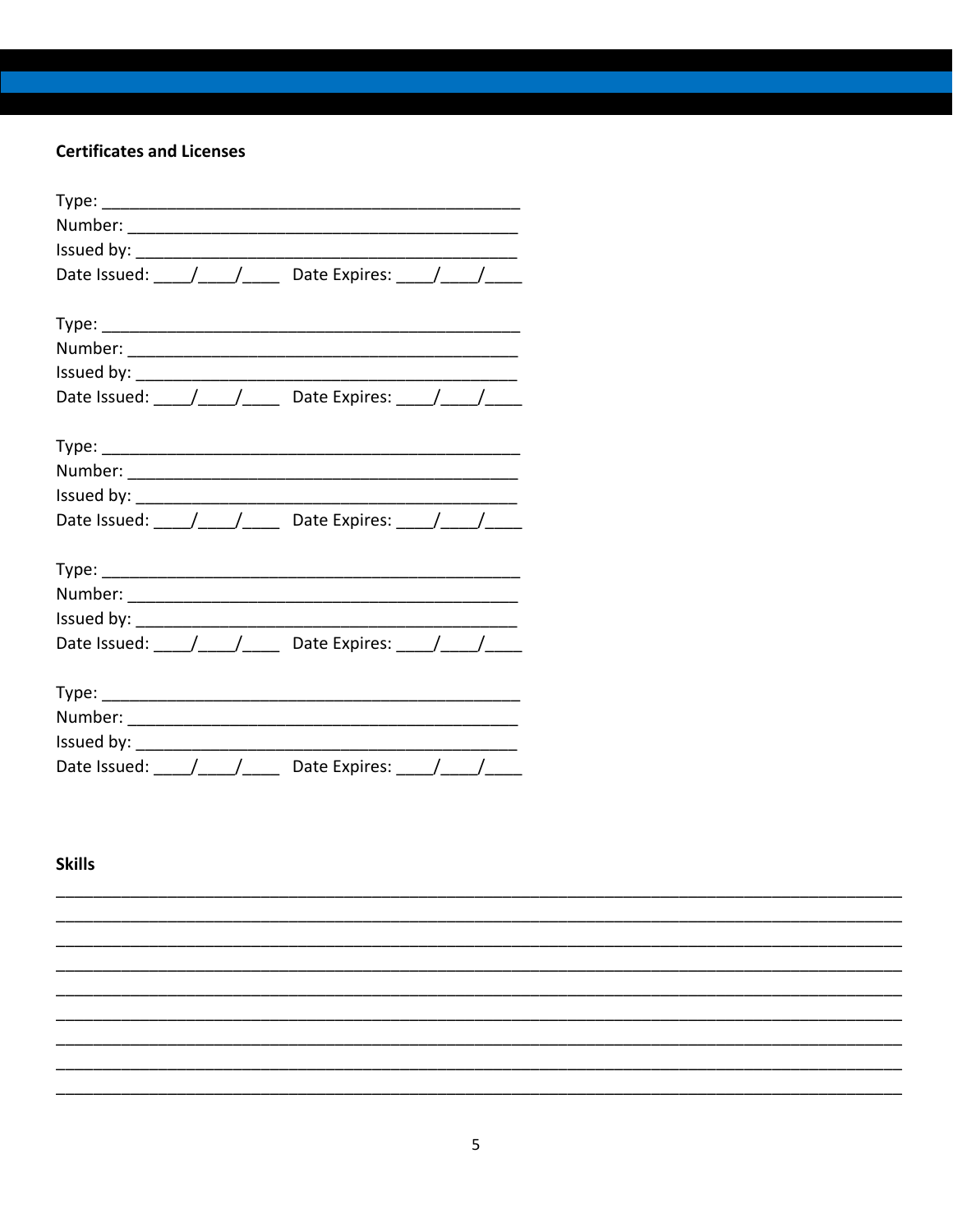### Certificates and Licenses

Type: ______________________________________________
Number: ____________________________________________
Issued by: __________________________________________
Date Issued: ____/____/____ Date Expires: ____/____/____

Type: ______________________________________________
Number: ____________________________________________
Issued by: __________________________________________
Date Issued: ____/____/____ Date Expires: ____/____/____

Type: ______________________________________________
Number: ____________________________________________
Issued by: __________________________________________
Date Issued: ____/____/____ Date Expires: ____/____/____

Type: ______________________________________________
Number: ____________________________________________
Issued by: __________________________________________
Date Issued: ____/____/____ Date Expires: ____/____/____

Type: ______________________________________________
Number: ____________________________________________
Issued by: __________________________________________
Date Issued: ____/____/____ Date Expires: ____/____/____

### Skills

_____________________________________________________________________________________________
_____________________________________________________________________________________________
_____________________________________________________________________________________________
_____________________________________________________________________________________________
_____________________________________________________________________________________________
_____________________________________________________________________________________________
_____________________________________________________________________________________________
_____________________________________________________________________________________________
_____________________________________________________________________________________________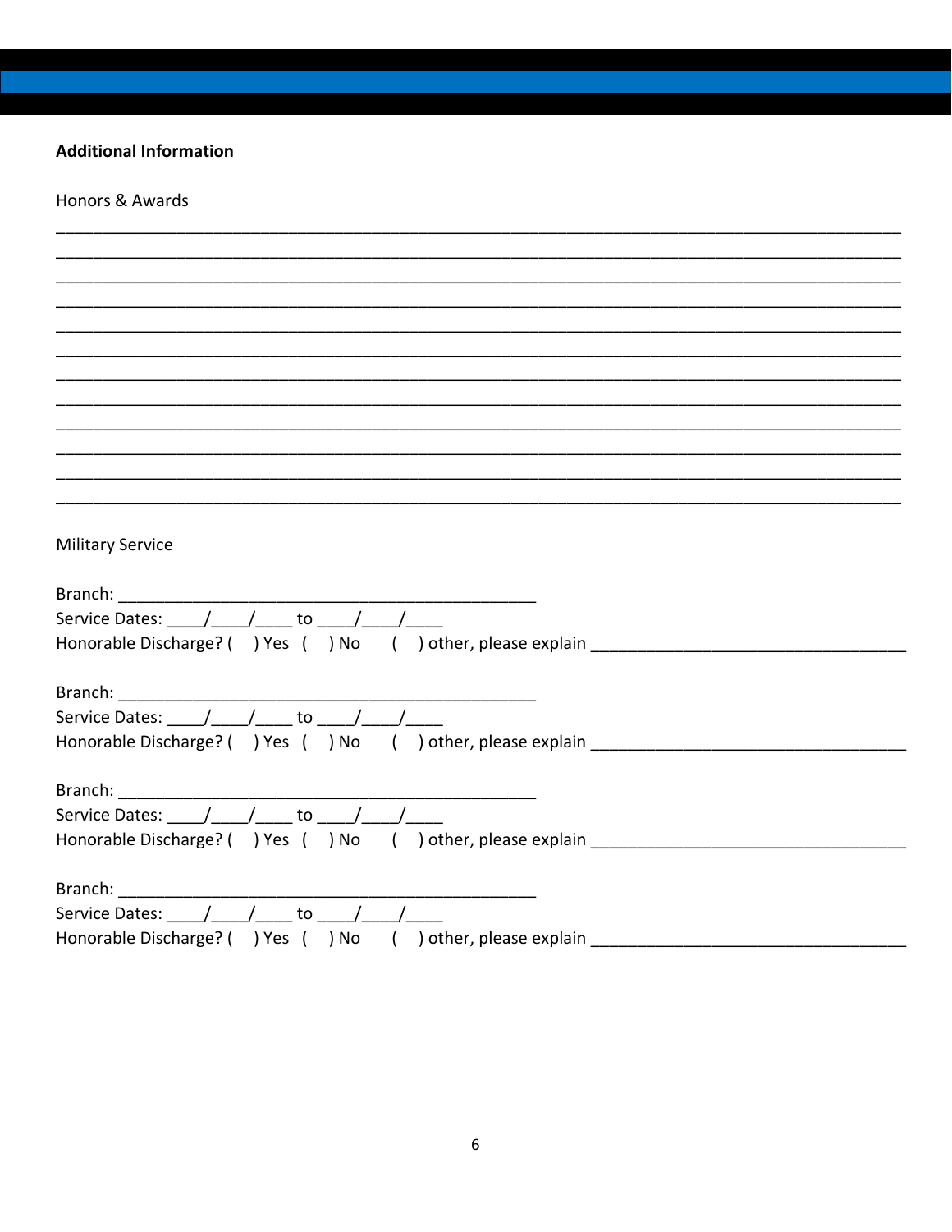**Additional Information**

Honors & Awards

\_\_\_\_\_\_\_\_\_\_\_\_\_\_\_\_\_\_\_\_\_\_\_\_\_\_\_\_\_\_\_\_\_\_\_\_\_\_\_\_\_\_\_\_\_\_\_\_\_\_\_\_\_\_\_\_\_\_\_\_\_\_\_\_\_\_\_\_\_\_\_\_\_\_\_\_\_\_\_\_\_\_\_\_\_\_\_\_\_\_\_\_\_\_

\_\_\_\_\_\_\_\_\_\_\_\_\_\_\_\_\_\_\_\_\_\_\_\_\_\_\_\_\_\_\_\_\_\_\_\_\_\_\_\_\_\_\_\_\_\_\_\_\_\_\_\_\_\_\_\_\_\_\_\_\_\_\_\_\_\_\_\_\_\_\_\_\_\_\_\_\_\_\_\_\_\_\_\_\_\_\_\_\_\_\_\_\_\_

\_\_\_\_\_\_\_\_\_\_\_\_\_\_\_\_\_\_\_\_\_\_\_\_\_\_\_\_\_\_\_\_\_\_\_\_\_\_\_\_\_\_\_\_\_\_\_\_\_\_\_\_\_\_\_\_\_\_\_\_\_\_\_\_\_\_\_\_\_\_\_\_\_\_\_\_\_\_\_\_\_\_\_\_\_\_\_\_\_\_\_\_\_\_

\_\_\_\_\_\_\_\_\_\_\_\_\_\_\_\_\_\_\_\_\_\_\_\_\_\_\_\_\_\_\_\_\_\_\_\_\_\_\_\_\_\_\_\_\_\_\_\_\_\_\_\_\_\_\_\_\_\_\_\_\_\_\_\_\_\_\_\_\_\_\_\_\_\_\_\_\_\_\_\_\_\_\_\_\_\_\_\_\_\_\_\_\_\_

\_\_\_\_\_\_\_\_\_\_\_\_\_\_\_\_\_\_\_\_\_\_\_\_\_\_\_\_\_\_\_\_\_\_\_\_\_\_\_\_\_\_\_\_\_\_\_\_\_\_\_\_\_\_\_\_\_\_\_\_\_\_\_\_\_\_\_\_\_\_\_\_\_\_\_\_\_\_\_\_\_\_\_\_\_\_\_\_\_\_\_\_\_\_

\_\_\_\_\_\_\_\_\_\_\_\_\_\_\_\_\_\_\_\_\_\_\_\_\_\_\_\_\_\_\_\_\_\_\_\_\_\_\_\_\_\_\_\_\_\_\_\_\_\_\_\_\_\_\_\_\_\_\_\_\_\_\_\_\_\_\_\_\_\_\_\_\_\_\_\_\_\_\_\_\_\_\_\_\_\_\_\_\_\_\_\_\_\_

\_\_\_\_\_\_\_\_\_\_\_\_\_\_\_\_\_\_\_\_\_\_\_\_\_\_\_\_\_\_\_\_\_\_\_\_\_\_\_\_\_\_\_\_\_\_\_\_\_\_\_\_\_\_\_\_\_\_\_\_\_\_\_\_\_\_\_\_\_\_\_\_\_\_\_\_\_\_\_\_\_\_\_\_\_\_\_\_\_\_\_\_\_\_

\_\_\_\_\_\_\_\_\_\_\_\_\_\_\_\_\_\_\_\_\_\_\_\_\_\_\_\_\_\_\_\_\_\_\_\_\_\_\_\_\_\_\_\_\_\_\_\_\_\_\_\_\_\_\_\_\_\_\_\_\_\_\_\_\_\_\_\_\_\_\_\_\_\_\_\_\_\_\_\_\_\_\_\_\_\_\_\_\_\_\_\_\_\_

\_\_\_\_\_\_\_\_\_\_\_\_\_\_\_\_\_\_\_\_\_\_\_\_\_\_\_\_\_\_\_\_\_\_\_\_\_\_\_\_\_\_\_\_\_\_\_\_\_\_\_\_\_\_\_\_\_\_\_\_\_\_\_\_\_\_\_\_\_\_\_\_\_\_\_\_\_\_\_\_\_\_\_\_\_\_\_\_\_\_\_\_\_\_

\_\_\_\_\_\_\_\_\_\_\_\_\_\_\_\_\_\_\_\_\_\_\_\_\_\_\_\_\_\_\_\_\_\_\_\_\_\_\_\_\_\_\_\_\_\_\_\_\_\_\_\_\_\_\_\_\_\_\_\_\_\_\_\_\_\_\_\_\_\_\_\_\_\_\_\_\_\_\_\_\_\_\_\_\_\_\_\_\_\_\_\_\_\_

\_\_\_\_\_\_\_\_\_\_\_\_\_\_\_\_\_\_\_\_\_\_\_\_\_\_\_\_\_\_\_\_\_\_\_\_\_\_\_\_\_\_\_\_\_\_\_\_\_\_\_\_\_\_\_\_\_\_\_\_\_\_\_\_\_\_\_\_\_\_\_\_\_\_\_\_\_\_\_\_\_\_\_\_\_\_\_\_\_\_\_\_\_\_

\_\_\_\_\_\_\_\_\_\_\_\_\_\_\_\_\_\_\_\_\_\_\_\_\_\_\_\_\_\_\_\_\_\_\_\_\_\_\_\_\_\_\_\_\_\_\_\_\_\_\_\_\_\_\_\_\_\_\_\_\_\_\_\_\_\_\_\_\_\_\_\_\_\_\_\_\_\_\_\_\_\_\_\_\_\_\_\_\_\_\_\_\_\_

Military Service

Branch: \_\_\_\_\_\_\_\_\_\_\_\_\_\_\_\_\_\_\_\_\_\_\_\_\_\_\_\_\_\_\_\_\_\_\_\_\_\_\_\_\_\_\_\_\_\_
Service Dates: \_\_\_\_/\_\_\_\_/\_\_\_\_ to \_\_\_\_/\_\_\_\_/\_\_\_\_
Honorable Discharge? (   ) Yes  (   ) No    (   ) other, please explain \_\_\_\_\_\_\_\_\_\_\_\_\_\_\_\_\_\_\_\_\_\_\_\_\_\_\_\_\_\_\_\_\_\_

Branch: \_\_\_\_\_\_\_\_\_\_\_\_\_\_\_\_\_\_\_\_\_\_\_\_\_\_\_\_\_\_\_\_\_\_\_\_\_\_\_\_\_\_\_\_\_\_
Service Dates: \_\_\_\_/\_\_\_\_/\_\_\_\_ to \_\_\_\_/\_\_\_\_/\_\_\_\_
Honorable Discharge? (   ) Yes  (   ) No    (   ) other, please explain \_\_\_\_\_\_\_\_\_\_\_\_\_\_\_\_\_\_\_\_\_\_\_\_\_\_\_\_\_\_\_\_\_\_

Branch: \_\_\_\_\_\_\_\_\_\_\_\_\_\_\_\_\_\_\_\_\_\_\_\_\_\_\_\_\_\_\_\_\_\_\_\_\_\_\_\_\_\_\_\_\_\_
Service Dates: \_\_\_\_/\_\_\_\_/\_\_\_\_ to \_\_\_\_/\_\_\_\_/\_\_\_\_
Honorable Discharge? (   ) Yes  (   ) No    (   ) other, please explain \_\_\_\_\_\_\_\_\_\_\_\_\_\_\_\_\_\_\_\_\_\_\_\_\_\_\_\_\_\_\_\_\_\_

Branch: \_\_\_\_\_\_\_\_\_\_\_\_\_\_\_\_\_\_\_\_\_\_\_\_\_\_\_\_\_\_\_\_\_\_\_\_\_\_\_\_\_\_\_\_\_\_
Service Dates: \_\_\_\_/\_\_\_\_/\_\_\_\_ to \_\_\_\_/\_\_\_\_/\_\_\_\_
Honorable Discharge? (   ) Yes  (   ) No    (   ) other, please explain \_\_\_\_\_\_\_\_\_\_\_\_\_\_\_\_\_\_\_\_\_\_\_\_\_\_\_\_\_\_\_\_\_\_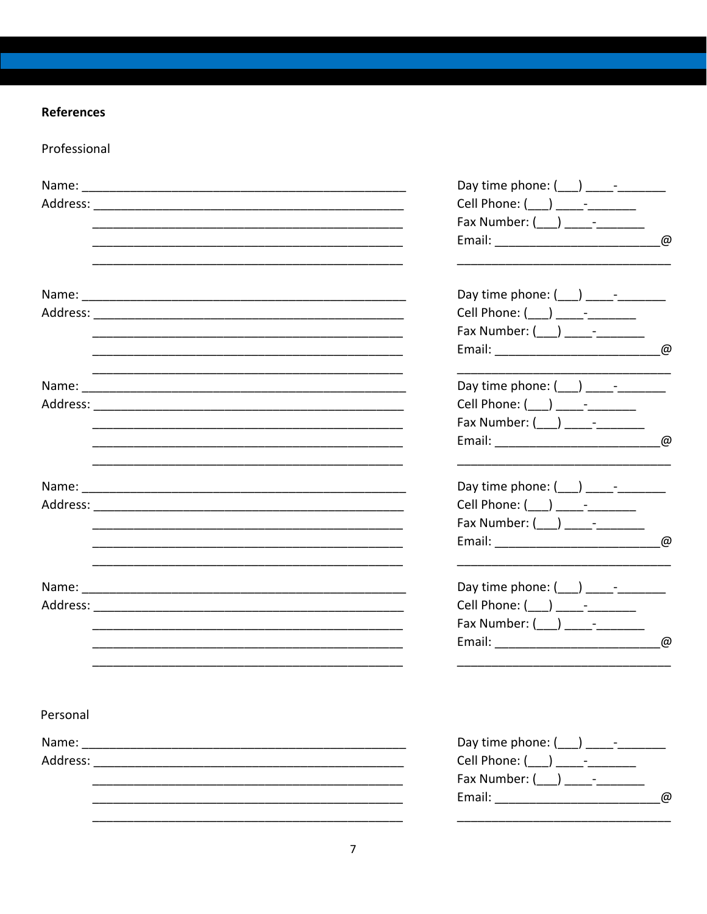**References**

Professional

Name: ______________________________________________
Address: ____________________________________________
____________________________________________
____________________________________________
____________________________________________

Day time phone: (___) ____-_______
Cell Phone: (___) ____-_______
Fax Number: (___) ____-_______
Email: ________________________@
_______________________________

Name: ______________________________________________
Address: ____________________________________________
____________________________________________
____________________________________________
____________________________________________

Day time phone: (___) ____-_______
Cell Phone: (___) ____-_______
Fax Number: (___) ____-_______
Email: ________________________@
_______________________________

Name: ______________________________________________
Address: ____________________________________________
____________________________________________
____________________________________________
____________________________________________

Day time phone: (___) ____-_______
Cell Phone: (___) ____-_______
Fax Number: (___) ____-_______
Email: ________________________@
_______________________________

Name: ______________________________________________
Address: ____________________________________________
____________________________________________
____________________________________________
____________________________________________

Day time phone: (___) ____-_______
Cell Phone: (___) ____-_______
Fax Number: (___) ____-_______
Email: ________________________@
_______________________________

Name: ______________________________________________
Address: ____________________________________________
____________________________________________
____________________________________________
____________________________________________

Day time phone: (___) ____-_______
Cell Phone: (___) ____-_______
Fax Number: (___) ____-_______
Email: ________________________@
_______________________________

Personal

Name: ______________________________________________
Address: ____________________________________________
____________________________________________
____________________________________________
____________________________________________

Day time phone: (___) ____-_______
Cell Phone: (___) ____-_______
Fax Number: (___) ____-_______
Email: ________________________@
_______________________________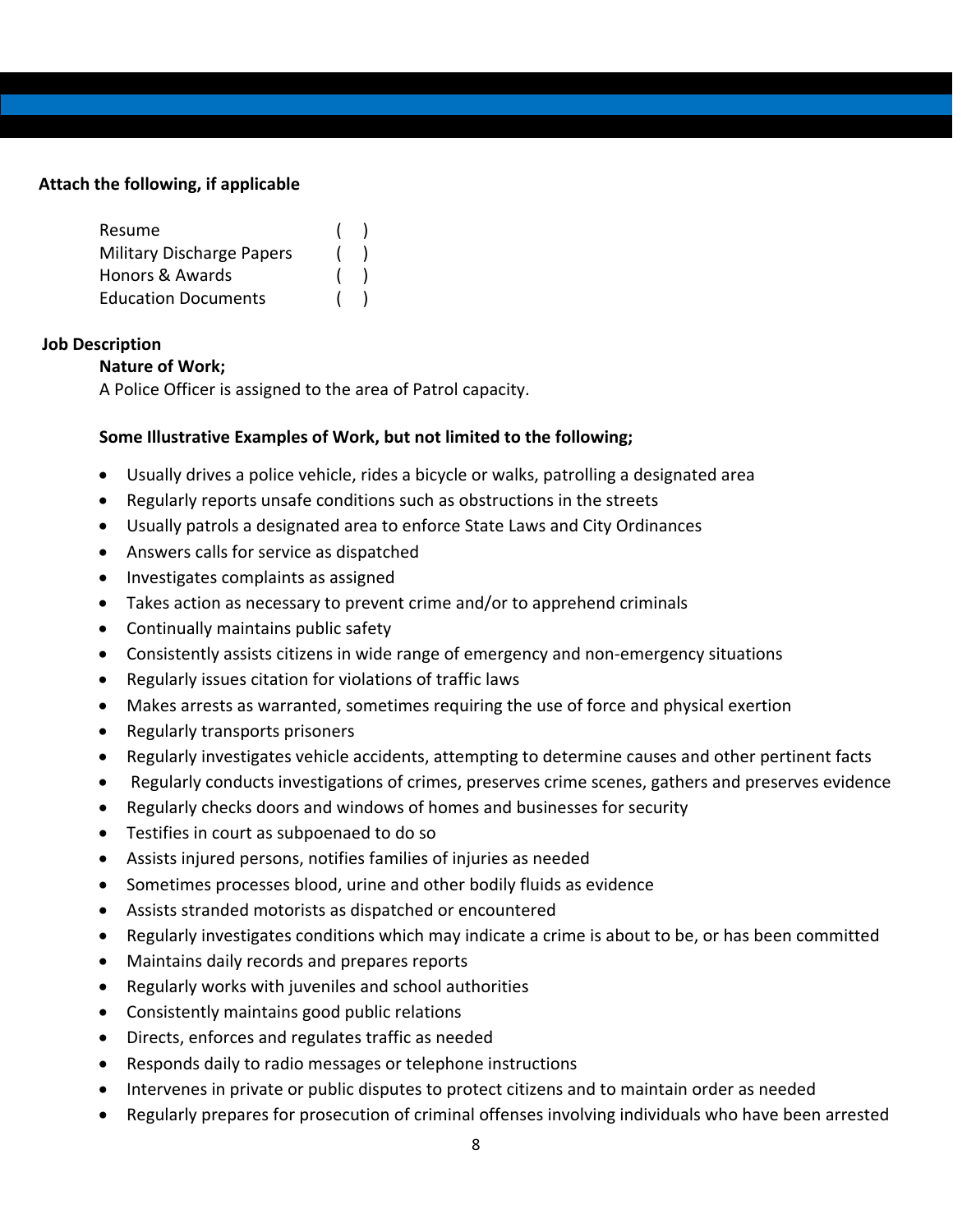**Attach the following, if applicable**

| | |
|---|---|
| Resume | ( ) |
| Military Discharge Papers | ( ) |
| Honors & Awards | ( ) |
| Education Documents | ( ) |

**Job Description**

**Nature of Work;**

A Police Officer is assigned to the area of Patrol capacity.

**Some Illustrative Examples of Work, but not limited to the following;**

- Usually drives a police vehicle, rides a bicycle or walks, patrolling a designated area
- Regularly reports unsafe conditions such as obstructions in the streets
- Usually patrols a designated area to enforce State Laws and City Ordinances
- Answers calls for service as dispatched
- Investigates complaints as assigned
- Takes action as necessary to prevent crime and/or to apprehend criminals
- Continually maintains public safety
- Consistently assists citizens in wide range of emergency and non-emergency situations
- Regularly issues citation for violations of traffic laws
- Makes arrests as warranted, sometimes requiring the use of force and physical exertion
- Regularly transports prisoners
- Regularly investigates vehicle accidents, attempting to determine causes and other pertinent facts
- Regularly conducts investigations of crimes, preserves crime scenes, gathers and preserves evidence
- Regularly checks doors and windows of homes and businesses for security
- Testifies in court as subpoenaed to do so
- Assists injured persons, notifies families of injuries as needed
- Sometimes processes blood, urine and other bodily fluids as evidence
- Assists stranded motorists as dispatched or encountered
- Regularly investigates conditions which may indicate a crime is about to be, or has been committed
- Maintains daily records and prepares reports
- Regularly works with juveniles and school authorities
- Consistently maintains good public relations
- Directs, enforces and regulates traffic as needed
- Responds daily to radio messages or telephone instructions
- Intervenes in private or public disputes to protect citizens and to maintain order as needed
- Regularly prepares for prosecution of criminal offenses involving individuals who have been arrested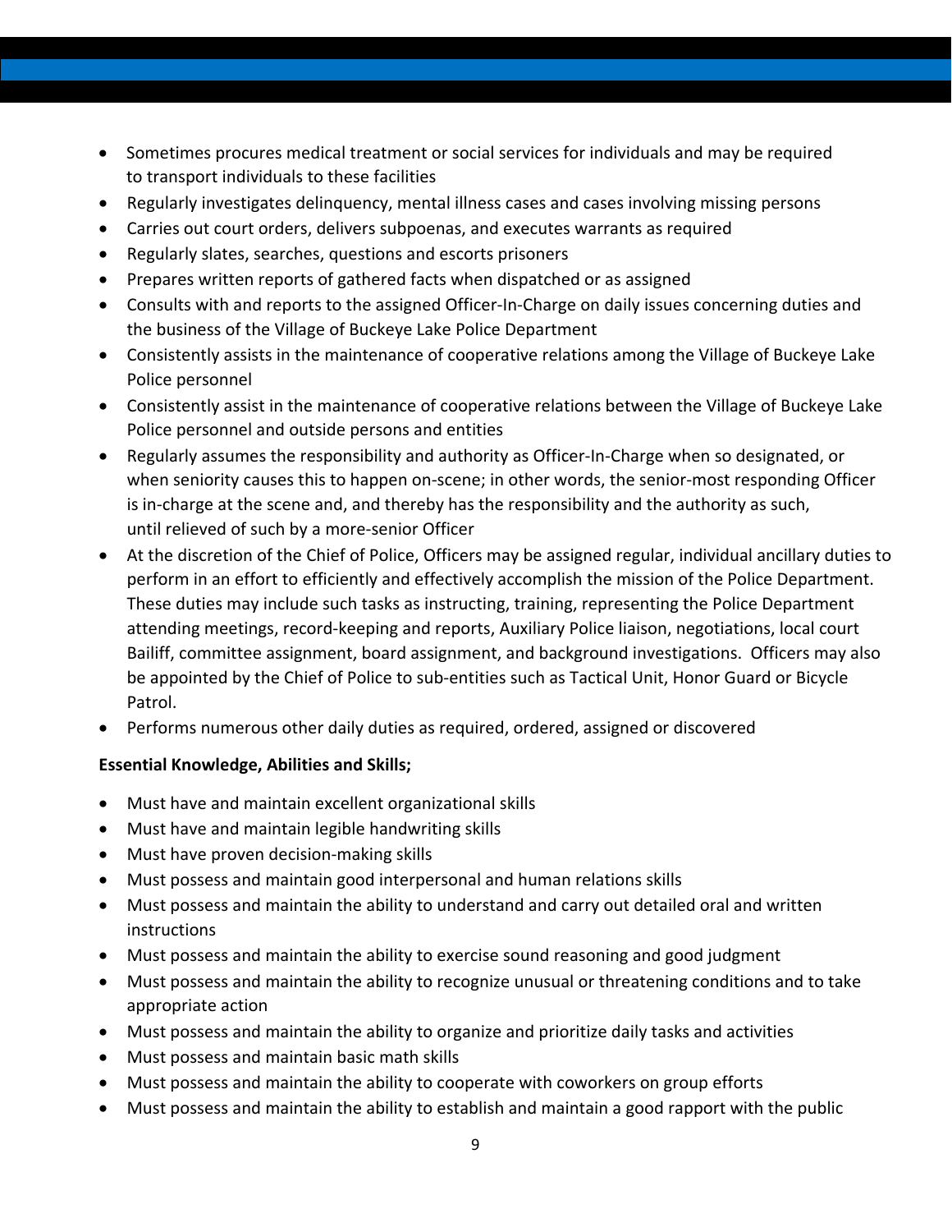- Sometimes procures medical treatment or social services for individuals and may be required to transport individuals to these facilities
- Regularly investigates delinquency, mental illness cases and cases involving missing persons
- Carries out court orders, delivers subpoenas, and executes warrants as required
- Regularly slates, searches, questions and escorts prisoners
- Prepares written reports of gathered facts when dispatched or as assigned
- Consults with and reports to the assigned Officer-In-Charge on daily issues concerning duties and the business of the Village of Buckeye Lake Police Department
- Consistently assists in the maintenance of cooperative relations among the Village of Buckeye Lake Police personnel
- Consistently assist in the maintenance of cooperative relations between the Village of Buckeye Lake Police personnel and outside persons and entities
- Regularly assumes the responsibility and authority as Officer-In-Charge when so designated, or when seniority causes this to happen on-scene; in other words, the senior-most responding Officer is in-charge at the scene and, and thereby has the responsibility and the authority as such, until relieved of such by a more-senior Officer
- At the discretion of the Chief of Police, Officers may be assigned regular, individual ancillary duties to perform in an effort to efficiently and effectively accomplish the mission of the Police Department. These duties may include such tasks as instructing, training, representing the Police Department attending meetings, record-keeping and reports, Auxiliary Police liaison, negotiations, local court Bailiff, committee assignment, board assignment, and background investigations. Officers may also be appointed by the Chief of Police to sub-entities such as Tactical Unit, Honor Guard or Bicycle Patrol.
- Performs numerous other daily duties as required, ordered, assigned or discovered

**Essential Knowledge, Abilities and Skills;**

- Must have and maintain excellent organizational skills
- Must have and maintain legible handwriting skills
- Must have proven decision-making skills
- Must possess and maintain good interpersonal and human relations skills
- Must possess and maintain the ability to understand and carry out detailed oral and written instructions
- Must possess and maintain the ability to exercise sound reasoning and good judgment
- Must possess and maintain the ability to recognize unusual or threatening conditions and to take appropriate action
- Must possess and maintain the ability to organize and prioritize daily tasks and activities
- Must possess and maintain basic math skills
- Must possess and maintain the ability to cooperate with coworkers on group efforts
- Must possess and maintain the ability to establish and maintain a good rapport with the public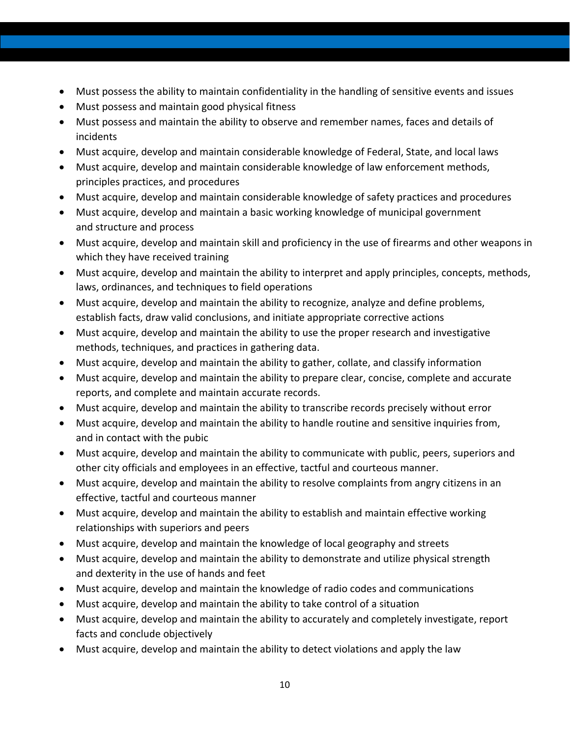- Must possess the ability to maintain confidentiality in the handling of sensitive events and issues
- Must possess and maintain good physical fitness
- Must possess and maintain the ability to observe and remember names, faces and details of incidents
- Must acquire, develop and maintain considerable knowledge of Federal, State, and local laws
- Must acquire, develop and maintain considerable knowledge of law enforcement methods, principles practices, and procedures
- Must acquire, develop and maintain considerable knowledge of safety practices and procedures
- Must acquire, develop and maintain a basic working knowledge of municipal government and structure and process
- Must acquire, develop and maintain skill and proficiency in the use of firearms and other weapons in which they have received training
- Must acquire, develop and maintain the ability to interpret and apply principles, concepts, methods, laws, ordinances, and techniques to field operations
- Must acquire, develop and maintain the ability to recognize, analyze and define problems, establish facts, draw valid conclusions, and initiate appropriate corrective actions
- Must acquire, develop and maintain the ability to use the proper research and investigative methods, techniques, and practices in gathering data.
- Must acquire, develop and maintain the ability to gather, collate, and classify information
- Must acquire, develop and maintain the ability to prepare clear, concise, complete and accurate reports, and complete and maintain accurate records.
- Must acquire, develop and maintain the ability to transcribe records precisely without error
- Must acquire, develop and maintain the ability to handle routine and sensitive inquiries from, and in contact with the pubic
- Must acquire, develop and maintain the ability to communicate with public, peers, superiors and other city officials and employees in an effective, tactful and courteous manner.
- Must acquire, develop and maintain the ability to resolve complaints from angry citizens in an effective, tactful and courteous manner
- Must acquire, develop and maintain the ability to establish and maintain effective working relationships with superiors and peers
- Must acquire, develop and maintain the knowledge of local geography and streets
- Must acquire, develop and maintain the ability to demonstrate and utilize physical strength and dexterity in the use of hands and feet
- Must acquire, develop and maintain the knowledge of radio codes and communications
- Must acquire, develop and maintain the ability to take control of a situation
- Must acquire, develop and maintain the ability to accurately and completely investigate, report facts and conclude objectively
- Must acquire, develop and maintain the ability to detect violations and apply the law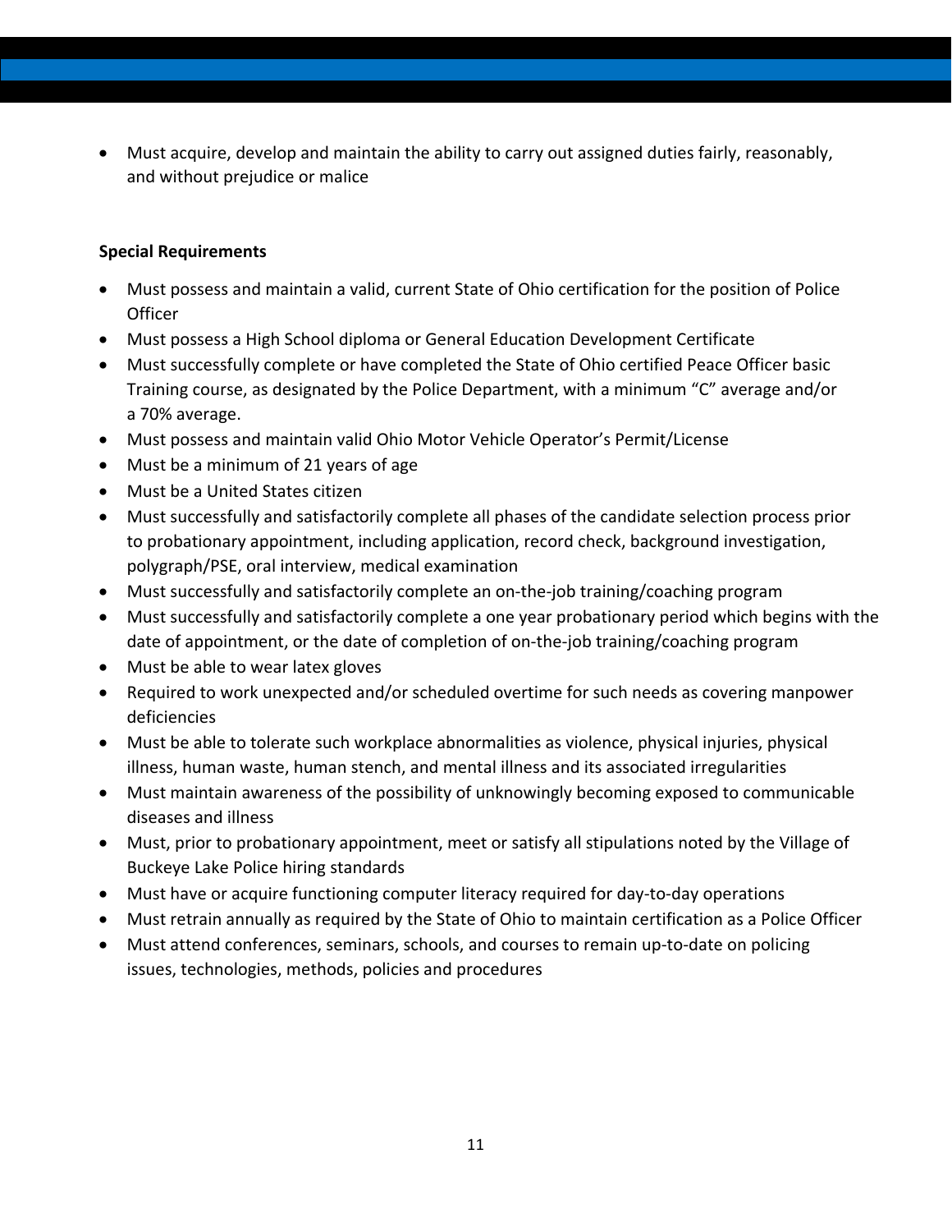- Must acquire, develop and maintain the ability to carry out assigned duties fairly, reasonably, and without prejudice or malice

**Special Requirements**

- Must possess and maintain a valid, current State of Ohio certification for the position of Police Officer
- Must possess a High School diploma or General Education Development Certificate
- Must successfully complete or have completed the State of Ohio certified Peace Officer basic Training course, as designated by the Police Department, with a minimum "C" average and/or a 70% average.
- Must possess and maintain valid Ohio Motor Vehicle Operator's Permit/License
- Must be a minimum of 21 years of age
- Must be a United States citizen
- Must successfully and satisfactorily complete all phases of the candidate selection process prior to probationary appointment, including application, record check, background investigation, polygraph/PSE, oral interview, medical examination
- Must successfully and satisfactorily complete an on-the-job training/coaching program
- Must successfully and satisfactorily complete a one year probationary period which begins with the date of appointment, or the date of completion of on-the-job training/coaching program
- Must be able to wear latex gloves
- Required to work unexpected and/or scheduled overtime for such needs as covering manpower deficiencies
- Must be able to tolerate such workplace abnormalities as violence, physical injuries, physical illness, human waste, human stench, and mental illness and its associated irregularities
- Must maintain awareness of the possibility of unknowingly becoming exposed to communicable diseases and illness
- Must, prior to probationary appointment, meet or satisfy all stipulations noted by the Village of Buckeye Lake Police hiring standards
- Must have or acquire functioning computer literacy required for day-to-day operations
- Must retrain annually as required by the State of Ohio to maintain certification as a Police Officer
- Must attend conferences, seminars, schools, and courses to remain up-to-date on policing issues, technologies, methods, policies and procedures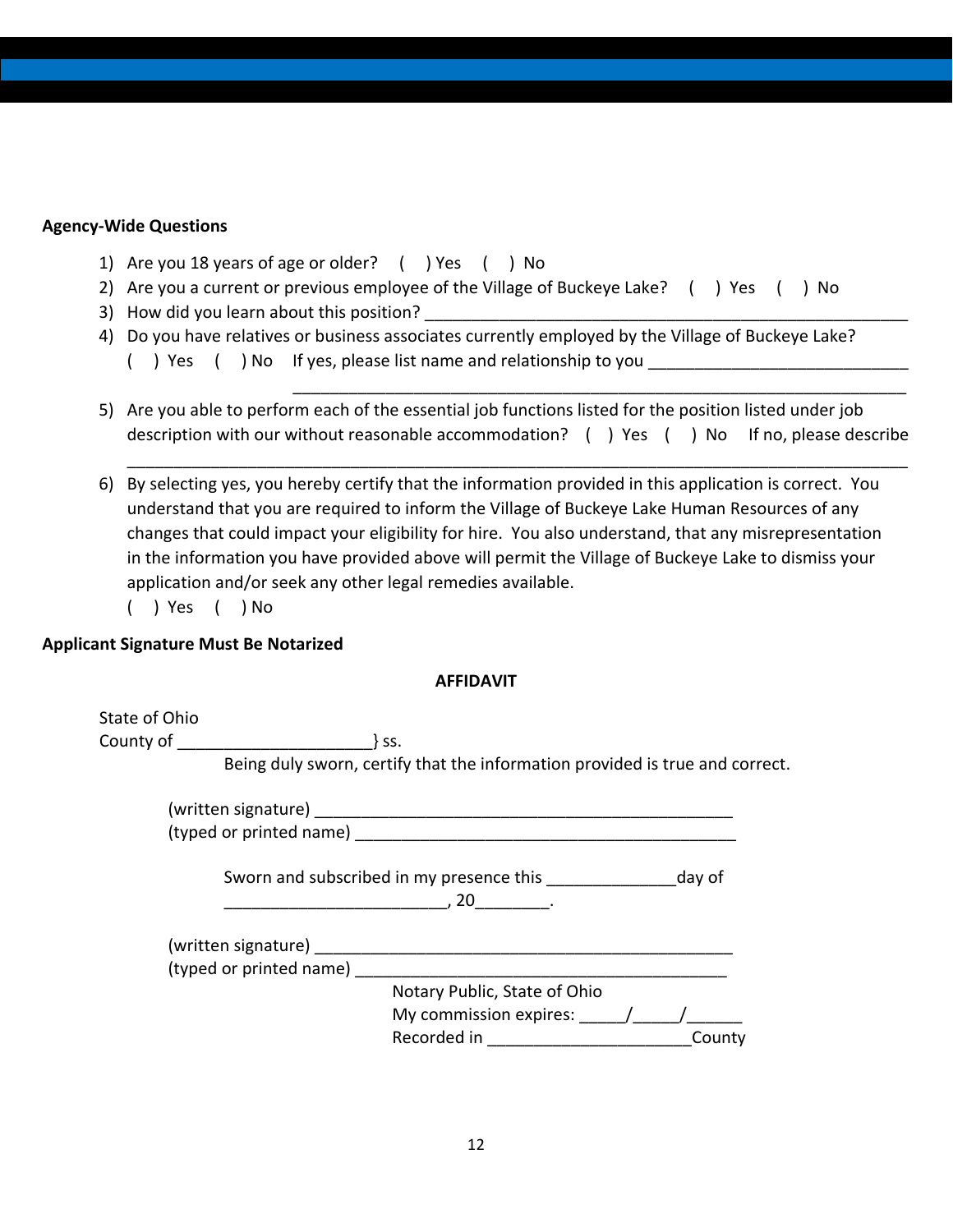**Agency-Wide Questions**

1) Are you 18 years of age or older? ( ) Yes ( ) No
2) Are you a current or previous employee of the Village of Buckeye Lake? ( ) Yes ( ) No
3) How did you learn about this position? ______________________________________________________
4) Do you have relatives or business associates currently employed by the Village of Buckeye Lake?
   ( ) Yes ( ) No If yes, please list name and relationship to you ____________________________
   ____________________________________________________________________
5) Are you able to perform each of the essential job functions listed for the position listed under job description with our without reasonable accommodation? ( ) Yes ( ) No If no, please describe
   ______________________________________________________________________________________
6) By selecting yes, you hereby certify that the information provided in this application is correct. You understand that you are required to inform the Village of Buckeye Lake Human Resources of any changes that could impact your eligibility for hire. You also understand, that any misrepresentation in the information you have provided above will permit the Village of Buckeye Lake to dismiss your application and/or seek any other legal remedies available.
   ( ) Yes ( ) No

**Applicant Signature Must Be Notarized**

**AFFIDAVIT**

State of Ohio
County of _____________________} ss.

Being duly sworn, certify that the information provided is true and correct.

(written signature) ______________________________________________
(typed or printed name) __________________________________________

Sworn and subscribed in my presence this _____________day of
________________________, 20________.

(written signature) ______________________________________________
(typed or printed name) __________________________________________

Notary Public, State of Ohio
My commission expires: _____/_____/______
Recorded in _____________________County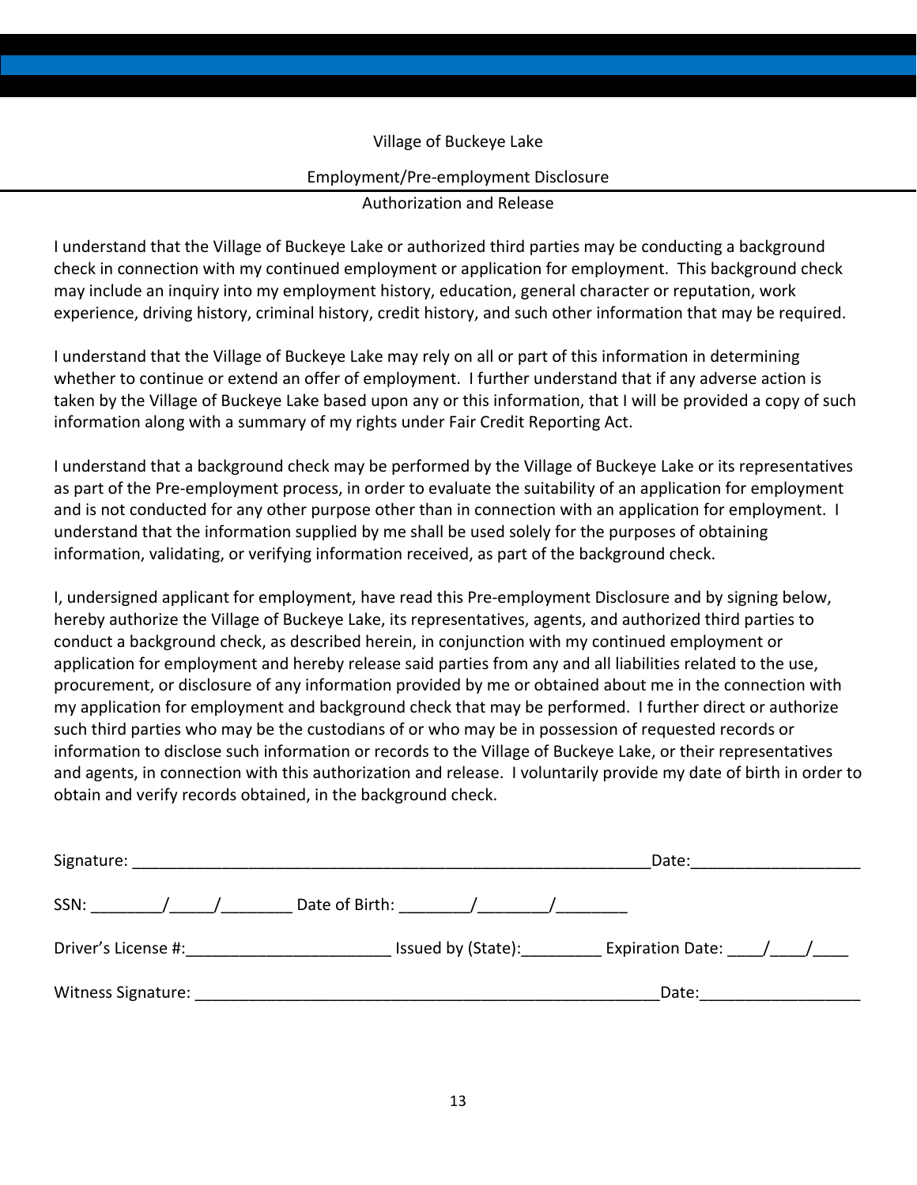Village of Buckeye Lake

Employment/Pre-employment Disclosure

Authorization and Release

I understand that the Village of Buckeye Lake or authorized third parties may be conducting a background check in connection with my continued employment or application for employment. This background check may include an inquiry into my employment history, education, general character or reputation, work experience, driving history, criminal history, credit history, and such other information that may be required.

I understand that the Village of Buckeye Lake may rely on all or part of this information in determining whether to continue or extend an offer of employment. I further understand that if any adverse action is taken by the Village of Buckeye Lake based upon any or this information, that I will be provided a copy of such information along with a summary of my rights under Fair Credit Reporting Act.

I understand that a background check may be performed by the Village of Buckeye Lake or its representatives as part of the Pre-employment process, in order to evaluate the suitability of an application for employment and is not conducted for any other purpose other than in connection with an application for employment. I understand that the information supplied by me shall be used solely for the purposes of obtaining information, validating, or verifying information received, as part of the background check.

I, undersigned applicant for employment, have read this Pre-employment Disclosure and by signing below, hereby authorize the Village of Buckeye Lake, its representatives, agents, and authorized third parties to conduct a background check, as described herein, in conjunction with my continued employment or application for employment and hereby release said parties from any and all liabilities related to the use, procurement, or disclosure of any information provided by me or obtained about me in the connection with my application for employment and background check that may be performed. I further direct or authorize such third parties who may be the custodians of or who may be in possession of requested records or information to disclose such information or records to the Village of Buckeye Lake, or their representatives and agents, in connection with this authorization and release. I voluntarily provide my date of birth in order to obtain and verify records obtained, in the background check.

Signature: ____________________________________________________________ Date:___________________

SSN: ________/_____/________ Date of Birth: ________/________/________

Driver's License #:_______________________ Issued by (State):_________ Expiration Date: ____/____/____

Witness Signature: ______________________________________________________Date:__________________